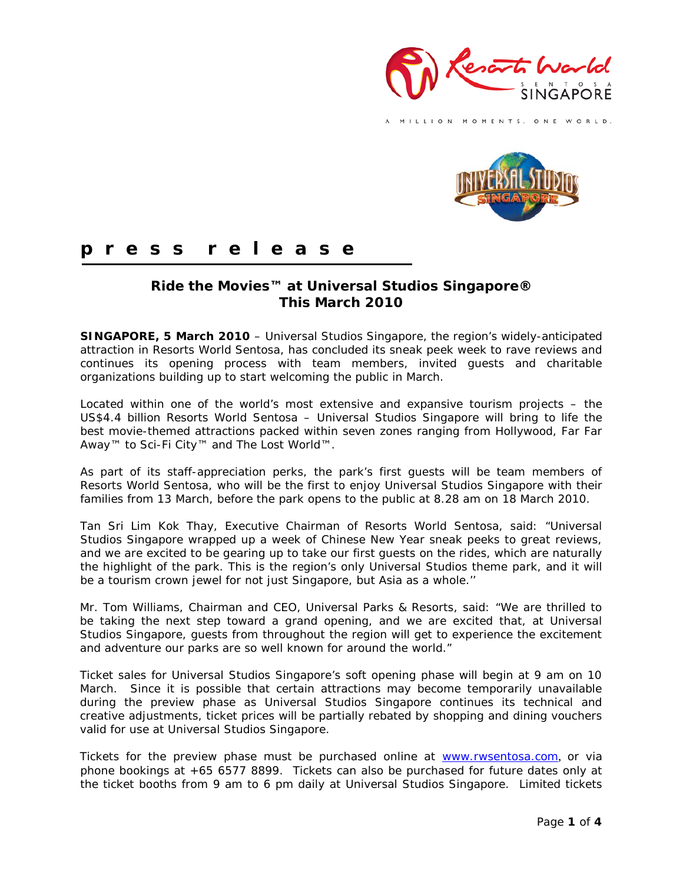**p r e s s r e l e a s e**

## Ride the Movies™ at Universal Studios Singapore® This March 2010

**SINGAPORE, 5 March 2010** – Universal Studios Singapore, the region's widely-anticipated attraction in Resorts World Sentosa, has concluded its sneak peek week to rave reviews and continues its opening process with team members, invited guests and charitable organizations building up to start welcoming the public in March.

Located within one of the world's most extensive and expansive tourism projects – the US$4.4 billion Resorts World Sentosa – Universal Studios Singapore will bring to life the best movie-themed attractions packed within seven zones ranging from Hollywood, Far Far Away™ to Sci-Fi City™ and The Lost World™.

As part of its staff-appreciation perks, the park's first guests will be team members of Resorts World Sentosa, who will be the first to enjoy Universal Studios Singapore with their families from 13 March, before the park opens to the public at 8.28 am on 18 March 2010.

Tan Sri Lim Kok Thay, Executive Chairman of Resorts World Sentosa, said: "Universal Studios Singapore wrapped up a week of Chinese New Year sneak peeks to great reviews, and we are excited to be gearing up to take our first guests on the rides, which are naturally the highlight of the park. This is the region's only Universal Studios theme park, and it will be a tourism crown jewel for not just Singapore, but Asia as a whole.''

Mr. Tom Williams, Chairman and CEO, Universal Parks & Resorts, said: "We are thrilled to be taking the next step toward a grand opening, and we are excited that, at Universal Studios Singapore, guests from throughout the region will get to experience the excitement and adventure our parks are so well known for around the world."

Ticket sales for Universal Studios Singapore's soft opening phase will begin at 9 am on 10 March. Since it is possible that certain attractions may become temporarily unavailable during the preview phase as Universal Studios Singapore continues its technical and creative adjustments, ticket prices will be partially rebated by shopping and dining vouchers valid for use at Universal Studios Singapore.

Tickets for the preview phase must be purchased online at www.rwsentosa.com, or via phone bookings at +65 6577 8899. Tickets can also be purchased for future dates only at the ticket booths from 9 am to 6 pm daily at Universal Studios Singapore. Limited tickets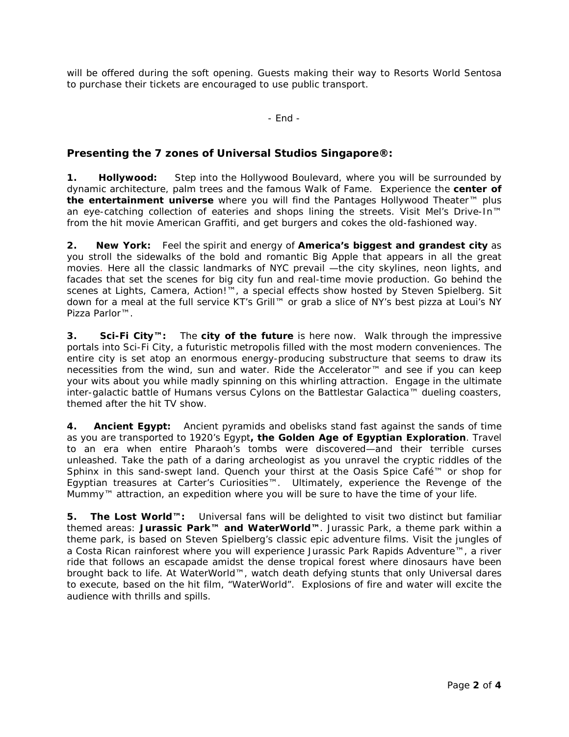will be offered during the soft opening. Guests making their way to Resorts World Sentosa to purchase their tickets are encouraged to use public transport.

- End -

## Presenting the 7 zones of Universal Studios Singapore®:

**1. Hollywood:** Step into the Hollywood Boulevard, where you will be surrounded by dynamic architecture, palm trees and the famous Walk of Fame. Experience the **center of the entertainment universe** where you will find the Pantages Hollywood Theater™ plus an eye-catching collection of eateries and shops lining the streets. Visit Mel's Drive-In™ from the hit movie American Graffiti, and get burgers and cokes the old-fashioned way.

**2. New York:** Feel the spirit and energy of **America's biggest and grandest city** as you stroll the sidewalks of the bold and romantic Big Apple that appears in all the great movies. Here all the classic landmarks of NYC prevail —the city skylines, neon lights, and facades that set the scenes for big city fun and real-time movie production. Go behind the scenes at Lights, Camera, Action!™, a special effects show hosted by Steven Spielberg. Sit down for a meal at the full service KT's Grill™ or grab a slice of NY's best pizza at Loui's NY Pizza Parlor™.

**3. Sci-Fi City™:** The **city of the future** is here now. Walk through the impressive portals into Sci-Fi City, a futuristic metropolis filled with the most modern conveniences. The entire city is set atop an enormous energy-producing substructure that seems to draw its necessities from the wind, sun and water. Ride the Accelerator™ and see if you can keep your wits about you while madly spinning on this whirling attraction. Engage in the ultimate inter-galactic battle of Humans versus Cylons on the Battlestar Galactica™ dueling coasters, themed after the hit TV show.

**4. Ancient Egypt:** Ancient pyramids and obelisks stand fast against the sands of time as you are transported to 1920's Egypt**, the Golden Age of Egyptian Exploration**. Travel to an era when entire Pharaoh's tombs were discovered—and their terrible curses unleashed. Take the path of a daring archeologist as you unravel the cryptic riddles of the Sphinx in this sand-swept land. Quench your thirst at the Oasis Spice Café™ or shop for Egyptian treasures at Carter's Curiosities™. Ultimately, experience the Revenge of the Mummy™ attraction, an expedition where you will be sure to have the time of your life.

**5. The Lost World™:** Universal fans will be delighted to visit two distinct but familiar themed areas: **Jurassic Park™ and WaterWorld™**. Jurassic Park, a theme park within a theme park, is based on Steven Spielberg's classic epic adventure films. Visit the jungles of a Costa Rican rainforest where you will experience Jurassic Park Rapids Adventure™, a river ride that follows an escapade amidst the dense tropical forest where dinosaurs have been brought back to life. At WaterWorld™, watch death defying stunts that only Universal dares to execute, based on the hit film, "WaterWorld". Explosions of fire and water will excite the audience with thrills and spills.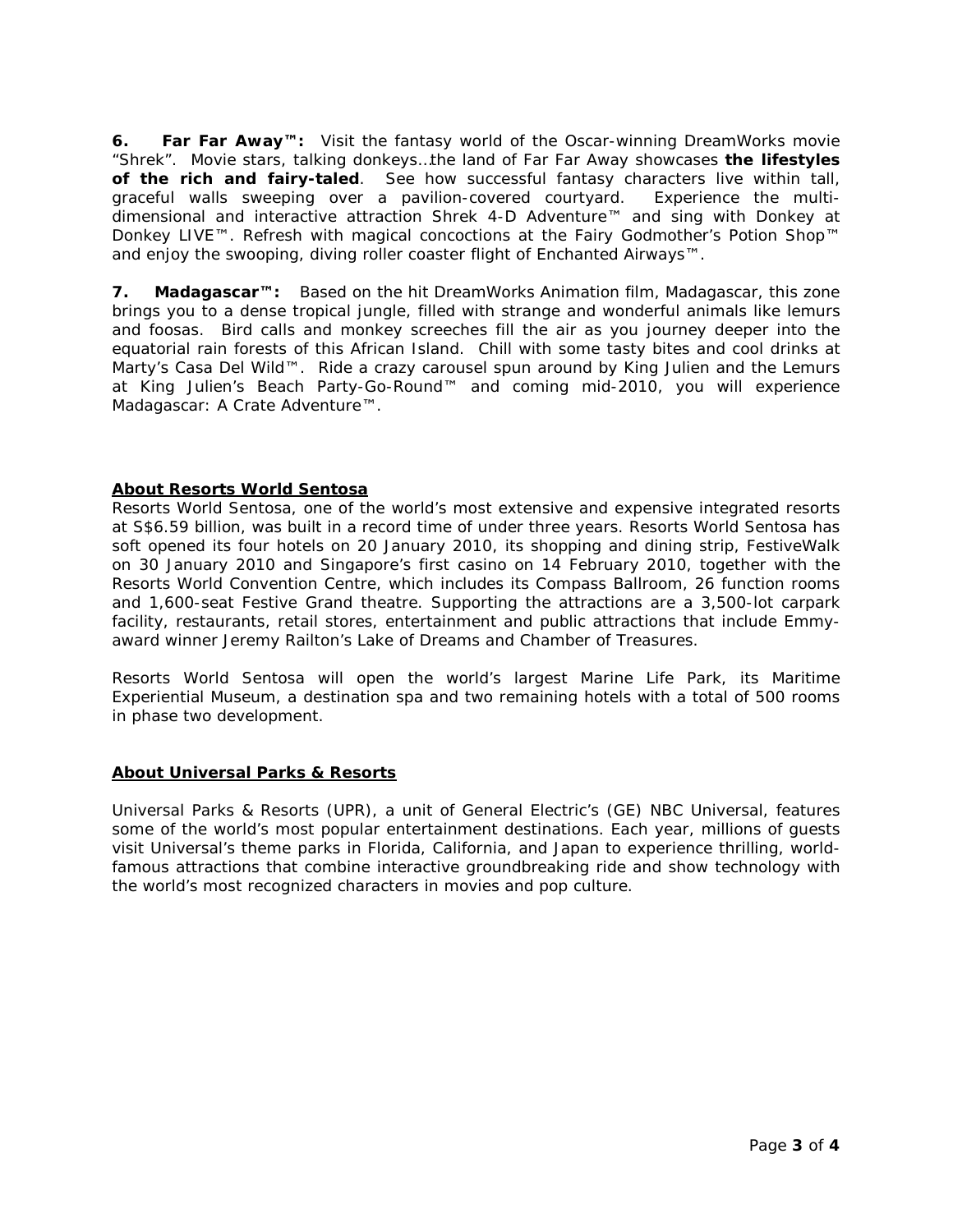**6. Far Far Away™:** Visit the fantasy world of the Oscar-winning DreamWorks movie "Shrek". Movie stars, talking donkeys…the land of Far Far Away showcases **the lifestyles of the rich and fairy-taled**. See how successful fantasy characters live within tall, graceful walls sweeping over a pavilion-covered courtyard. Experience the multi-dimensional and interactive attraction Shrek 4-D Adventure™ and sing with Donkey at Donkey LIVE™. Refresh with magical concoctions at the Fairy Godmother's Potion Shop™ and enjoy the swooping, diving roller coaster flight of Enchanted Airways™.

**7. Madagascar™:** Based on the hit DreamWorks Animation film, Madagascar, this zone brings you to a dense tropical jungle, filled with strange and wonderful animals like lemurs and foosas. Bird calls and monkey screeches fill the air as you journey deeper into the equatorial rain forests of this African Island. Chill with some tasty bites and cool drinks at Marty's Casa Del Wild™. Ride a crazy carousel spun around by King Julien and the Lemurs at King Julien's Beach Party-Go-Round™ and coming mid-2010, you will experience Madagascar: A Crate Adventure™.

**About Resorts World Sentosa**

Resorts World Sentosa, one of the world's most extensive and expensive integrated resorts at S$6.59 billion, was built in a record time of under three years. Resorts World Sentosa has soft opened its four hotels on 20 January 2010, its shopping and dining strip, FestiveWalk on 30 January 2010 and Singapore's first casino on 14 February 2010, together with the Resorts World Convention Centre, which includes its Compass Ballroom, 26 function rooms and 1,600-seat Festive Grand theatre. Supporting the attractions are a 3,500-lot carpark facility, restaurants, retail stores, entertainment and public attractions that include Emmy-award winner Jeremy Railton's Lake of Dreams and Chamber of Treasures.

Resorts World Sentosa will open the world's largest Marine Life Park, its Maritime Experiential Museum, a destination spa and two remaining hotels with a total of 500 rooms in phase two development.

**About Universal Parks & Resorts**

Universal Parks & Resorts (UPR), a unit of General Electric's (GE) NBC Universal, features some of the world's most popular entertainment destinations. Each year, millions of guests visit Universal's theme parks in Florida, California, and Japan to experience thrilling, world-famous attractions that combine interactive groundbreaking ride and show technology with the world's most recognized characters in movies and pop culture.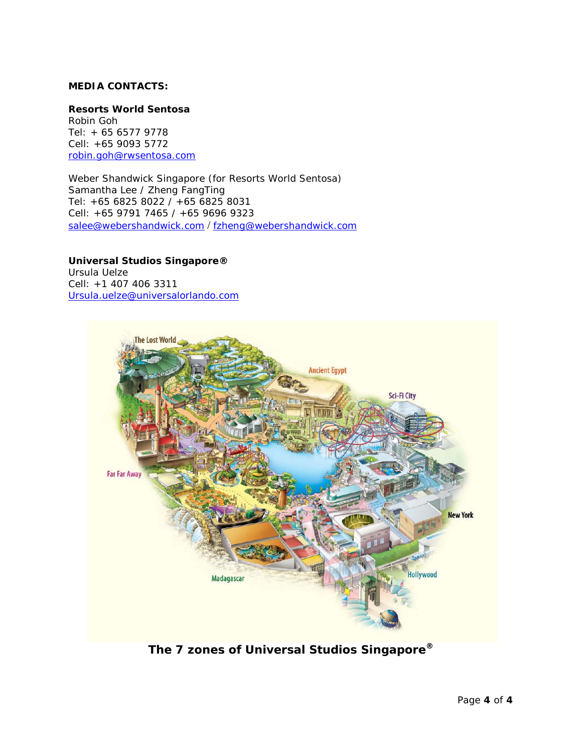**MEDIA CONTACTS:**

**Resorts World Sentosa**
Robin Goh
Tel: + 65 6577 9778
Cell: +65 9093 5772
robin.goh@rwsentosa.com

Weber Shandwick Singapore (for Resorts World Sentosa)
Samantha Lee / Zheng FangTing
Tel: +65 6825 8022 / +65 6825 8031
Cell: +65 9791 7465 / +65 9696 9323
salee@webershandwick.com / fzheng@webershandwick.com

**Universal Studios Singapore®**
Ursula Uelze
Cell: +1 407 406 3311
Ursula.uelze@universalorlando.com

The Lost World

Ancient Egypt

Sci-Fi City

Far Far Away

New York

Madagascar

Hollywood

**The 7 zones of Universal Studios Singapore®**